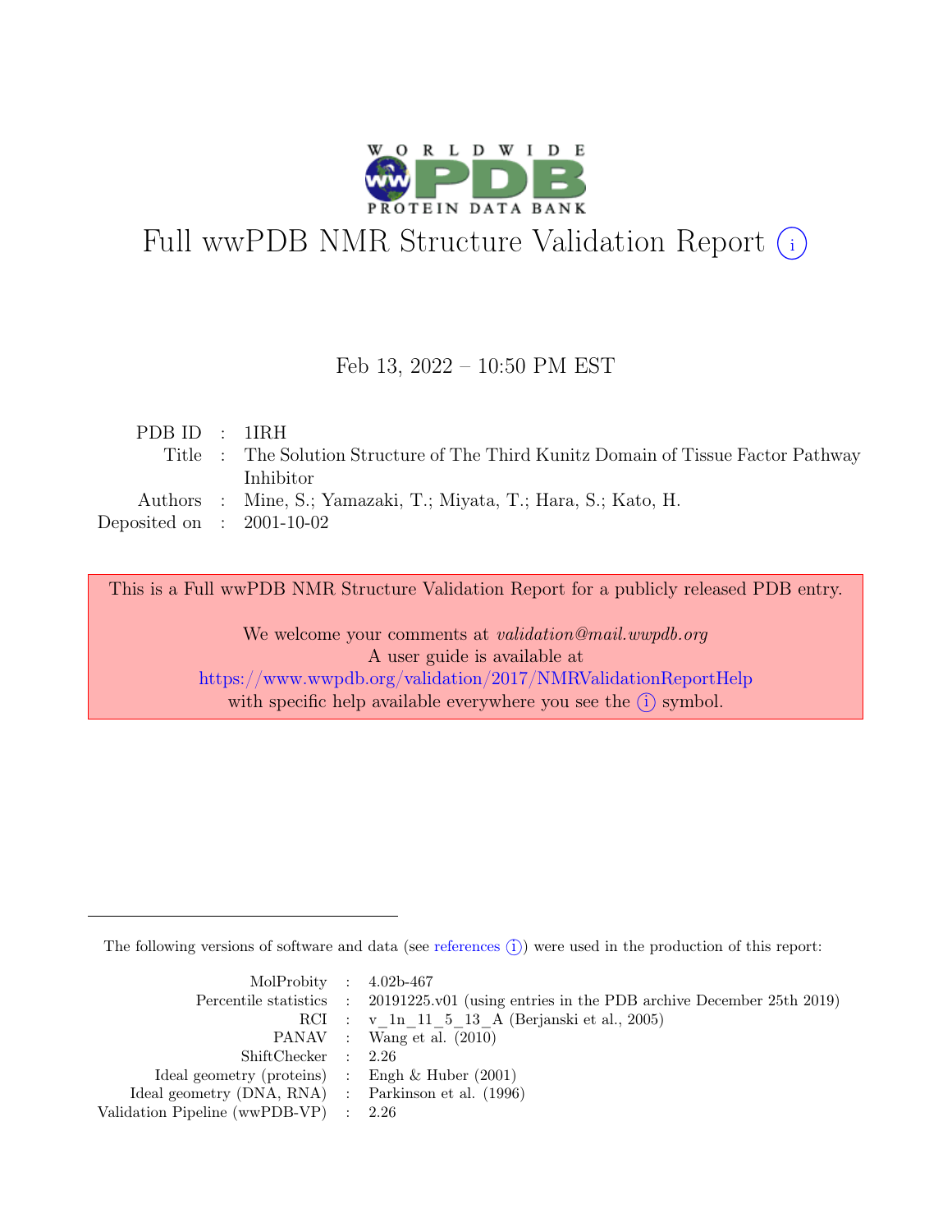# Full wwPDB NMR Structure Validation Report (i)

Feb 13, 2022 – 10:50 PM EST

| | | |
|---|---|---|
| PDB ID | : | 1IRH |
| Title | : | The Solution Structure of The Third Kunitz Domain of Tissue Factor Pathway Inhibitor |
| Authors | : | Mine, S.; Yamazaki, T.; Miyata, T.; Hara, S.; Kato, H. |
| Deposited on | : | 2001-10-02 |

This is a Full wwPDB NMR Structure Validation Report for a publicly released PDB entry.

We welcome your comments at *validation@mail.wwpdb.org*
A user guide is available at
https://www.wwpdb.org/validation/2017/NMRValidationReportHelp
with specific help available everywhere you see the (i) symbol.

The following versions of software and data (see references (i)) were used in the production of this report:

| | | |
|---|---|---|
| MolProbity | : | 4.02b-467 |
| Percentile statistics | : | 20191225.v01 (using entries in the PDB archive December 25th 2019) |
| RCI | : | v_1n_11_5_13_A (Berjanski et al., 2005) |
| PANAV | : | Wang et al. (2010) |
| ShiftChecker | : | 2.26 |
| Ideal geometry (proteins) | : | Engh & Huber (2001) |
| Ideal geometry (DNA, RNA) | : | Parkinson et al. (1996) |
| Validation Pipeline (wwPDB-VP) | : | 2.26 |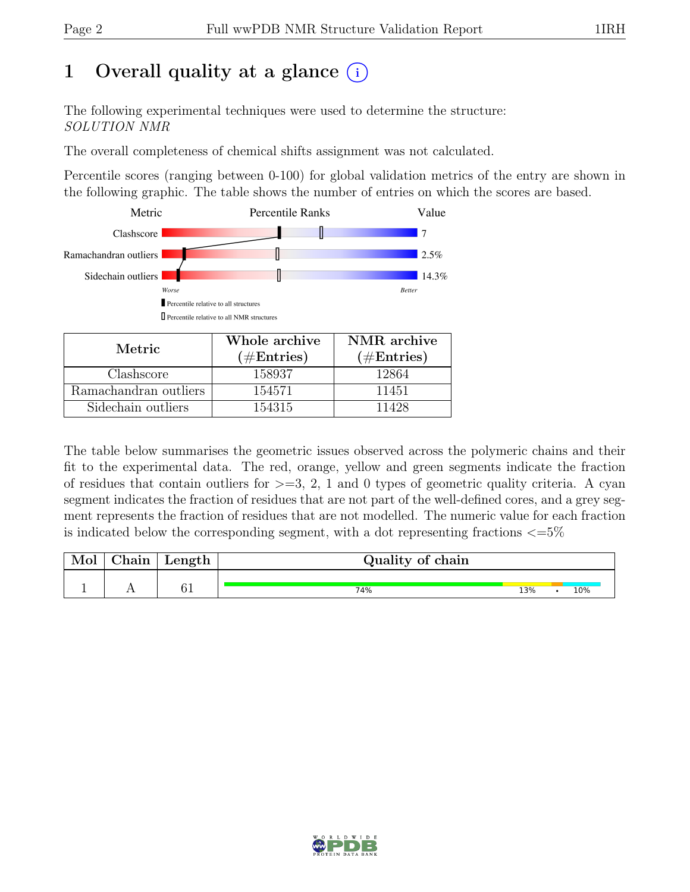# 1 Overall quality at a glance (i)

The following experimental techniques were used to determine the structure:
*SOLUTION NMR*

The overall completeness of chemical shifts assignment was not calculated.

Percentile scores (ranging between 0-100) for global validation metrics of the entry are shown in the following graphic. The table shows the number of entries on which the scores are based.

| Metric | Value |
|---|---|
| Clashscore | 7 |
| Ramachandran outliers | 2.5% |
| Sidechain outliers | 14.3% |

Worse — Better

▮ Percentile relative to all structures

▯ Percentile relative to all NMR structures

| Metric | Whole archive (#Entries) | NMR archive (#Entries) |
|---|---|---|
| Clashscore | 158937 | 12864 |
| Ramachandran outliers | 154571 | 11451 |
| Sidechain outliers | 154315 | 11428 |

The table below summarises the geometric issues observed across the polymeric chains and their fit to the experimental data. The red, orange, yellow and green segments indicate the fraction of residues that contain outliers for >=3, 2, 1 and 0 types of geometric quality criteria. A cyan segment indicates the fraction of residues that are not part of the well-defined cores, and a grey segment represents the fraction of residues that are not modelled. The numeric value for each fraction is indicated below the corresponding segment, with a dot representing fractions <=5%

| Mol | Chain | Length | Quality of chain |
|---|---|---|---|
| 1 | A | 61 | 74% 13% • 10% |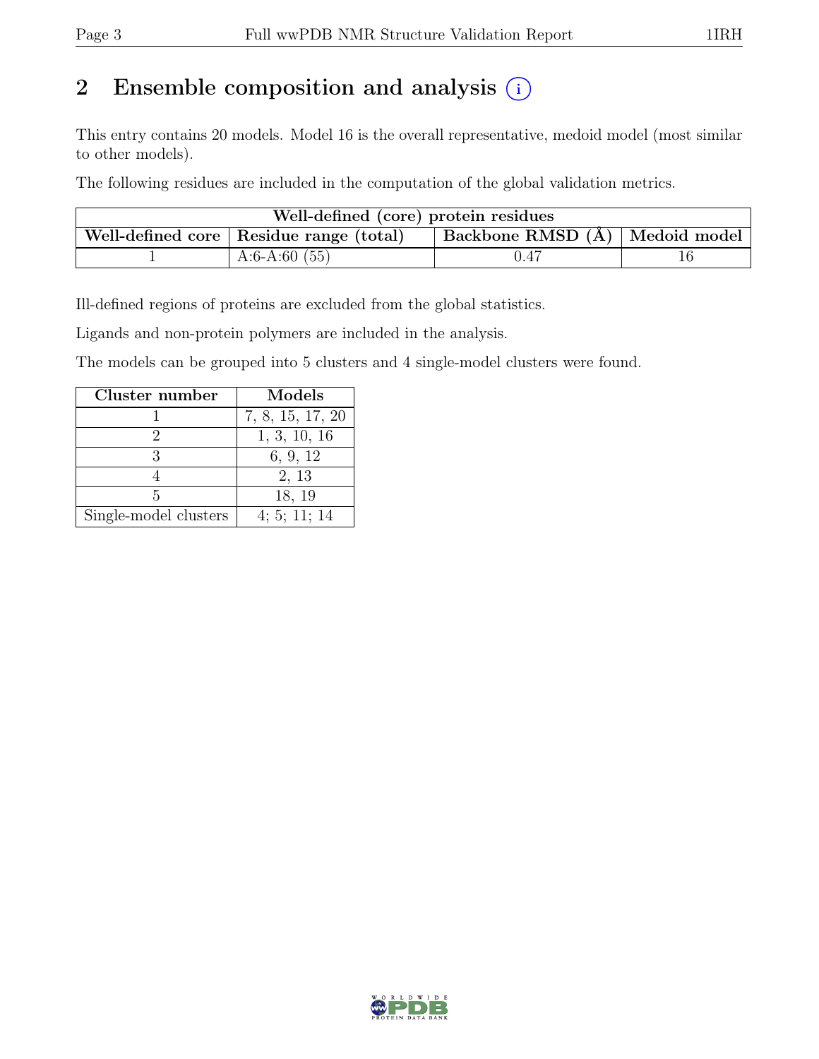## 2 Ensemble composition and analysis (i)

This entry contains 20 models. Model 16 is the overall representative, medoid model (most similar to other models).

The following residues are included in the computation of the global validation metrics.

| Well-defined (core) protein residues | | | |
|---|---|---|---|
| Well-defined core | Residue range (total) | Backbone RMSD (Å) | Medoid model |
| 1 | A:6-A:60 (55) | 0.47 | 16 |

Ill-defined regions of proteins are excluded from the global statistics.

Ligands and non-protein polymers are included in the analysis.

The models can be grouped into 5 clusters and 4 single-model clusters were found.

| Cluster number | Models |
|---|---|
| 1 | 7, 8, 15, 17, 20 |
| 2 | 1, 3, 10, 16 |
| 3 | 6, 9, 12 |
| 4 | 2, 13 |
| 5 | 18, 19 |
| Single-model clusters | 4; 5; 11; 14 |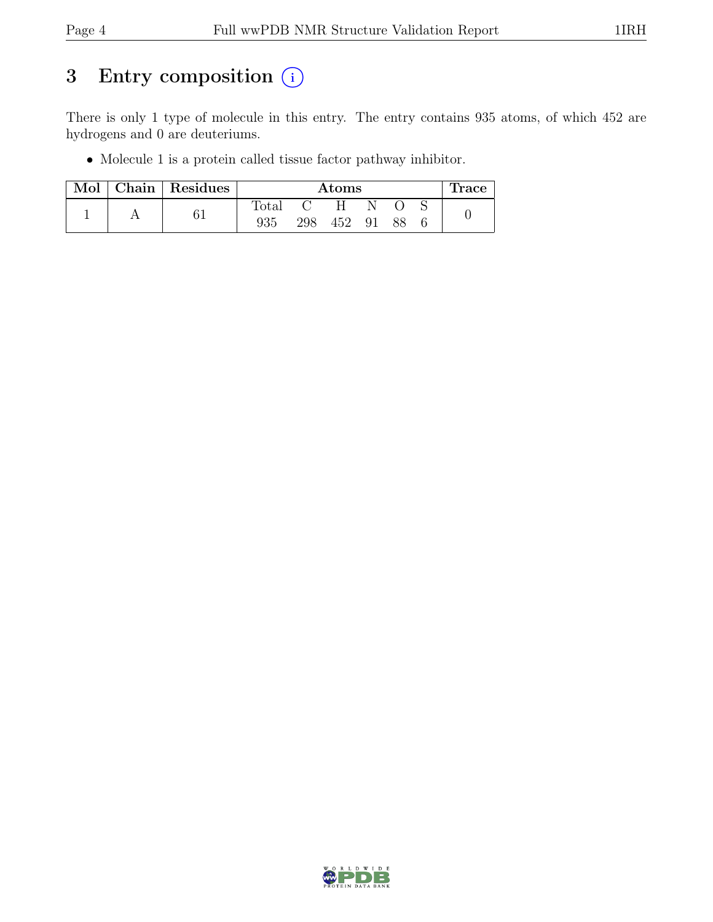# 3 Entry composition (i)

There is only 1 type of molecule in this entry. The entry contains 935 atoms, of which 452 are hydrogens and 0 are deuteriums.

- Molecule 1 is a protein called tissue factor pathway inhibitor.

| Mol | Chain | Residues | Atoms | | | | | | Trace |
|---|---|---|---|---|---|---|---|---|---|
| | | | Total | C | H | N | O | S | |
| 1 | A | 61 | 935 | 298 | 452 | 91 | 88 | 6 | 0 |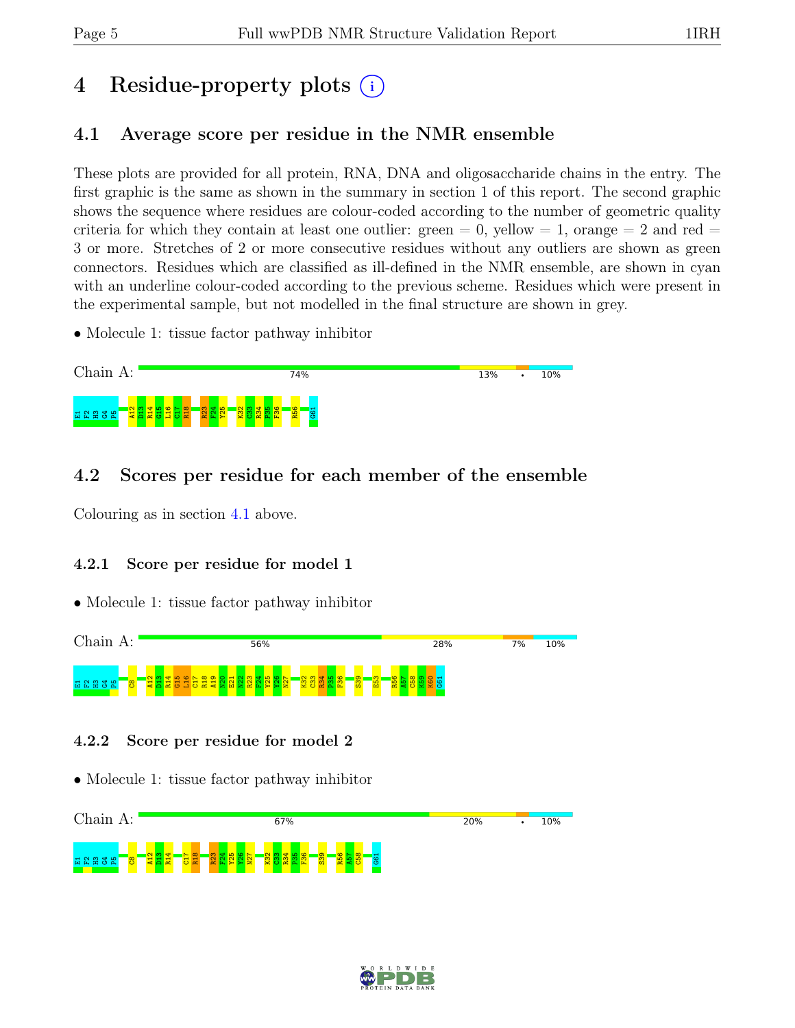# 4 Residue-property plots

## 4.1 Average score per residue in the NMR ensemble

These plots are provided for all protein, RNA, DNA and oligosaccharide chains in the entry. The first graphic is the same as shown in the summary in section 1 of this report. The second graphic shows the sequence where residues are colour-coded according to the number of geometric quality criteria for which they contain at least one outlier: green = 0, yellow = 1, orange = 2 and red = 3 or more. Stretches of 2 or more consecutive residues without any outliers are shown as green connectors. Residues which are classified as ill-defined in the NMR ensemble, are shown in cyan with an underline colour-coded according to the previous scheme. Residues which were present in the experimental sample, but not modelled in the final structure are shown in grey.

- Molecule 1: tissue factor pathway inhibitor

Chain A: 74% | 13% | • | 10%

E1 F2 H3 G4 P5 A12 D13 R14 G15 L16 C17 R18 R23 F24 Y25 K32 C33 R34 P35 F36 R56 G61

## 4.2 Scores per residue for each member of the ensemble

Colouring as in section 4.1 above.

### 4.2.1 Score per residue for model 1

- Molecule 1: tissue factor pathway inhibitor

Chain A: 56% | 28% | 7% | 10%

E1 F2 H3 G4 P5 C8 A12 D13 R14 G15 L16 C17 R18 A19 R20 E21 N22 R23 F24 Y25 Y26 N27 K32 C33 R34 P35 F36 S39 E53 R56 A57 C58 K59 K60 G61

### 4.2.2 Score per residue for model 2

- Molecule 1: tissue factor pathway inhibitor

Chain A: 67% | 20% | • | 10%

E1 F2 H3 G4 P5 C8 A12 D13 R14 C17 R18 R23 F24 Y25 Y26 N27 K32 C33 R34 P35 F36 S39 R56 A57 C58 G61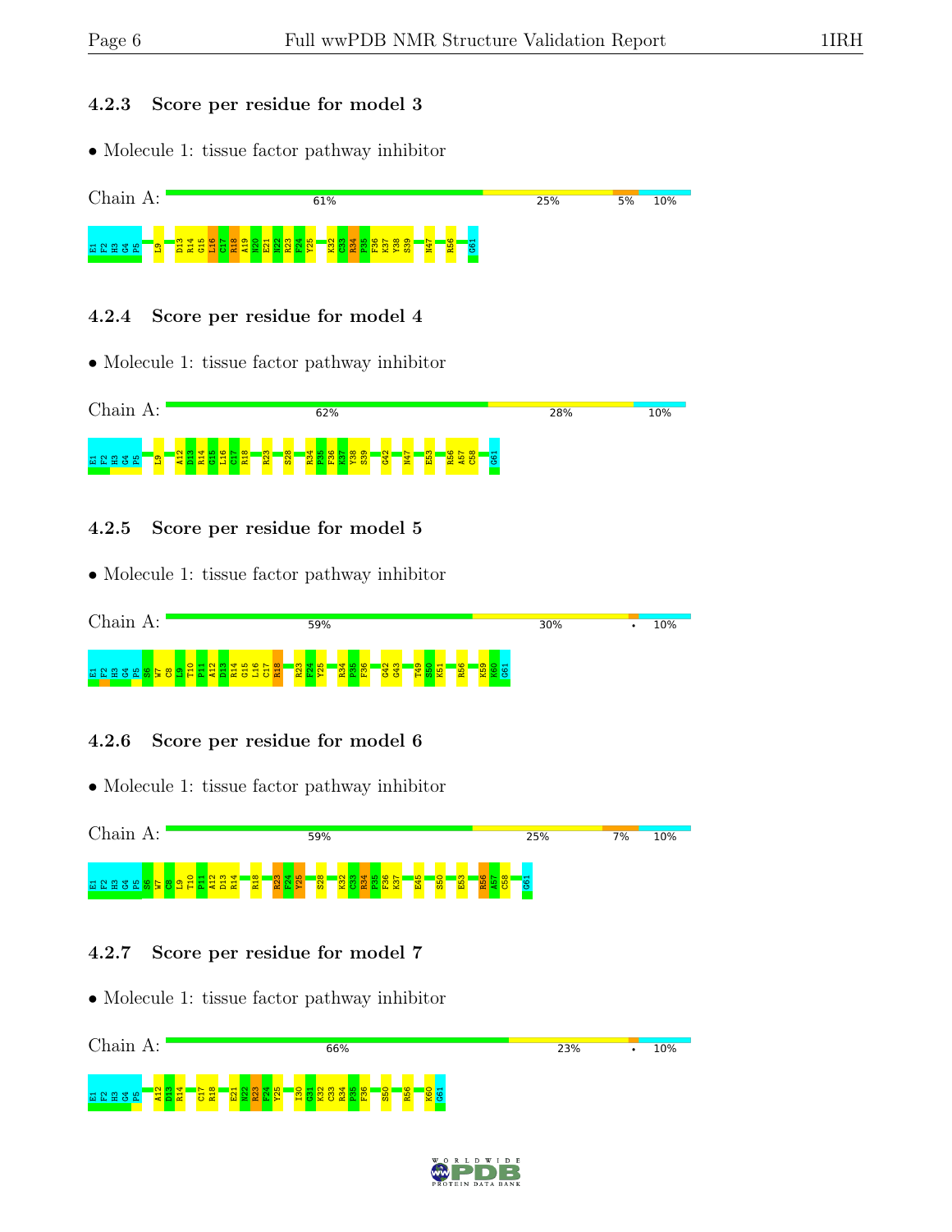### 4.2.3 Score per residue for model 3

- Molecule 1: tissue factor pathway inhibitor

Chain A: 61% | 25% | 5% | 10%

E1 F2 H3 G4 P5 L9 D13 R14 G15 L16 C17 R18 A19 N20 E21 N22 R23 F24 Y25 K32 C33 R34 P35 F36 K37 Y38 S39 N47 R56 G61

### 4.2.4 Score per residue for model 4

- Molecule 1: tissue factor pathway inhibitor

Chain A: 62% | 28% | 10%

E1 F2 H3 G4 P5 L9 A12 D13 R14 G15 L16 C17 R18 R23 S28 R34 P35 F36 K37 Y38 S39 G42 N47 E53 R56 A57 C58 G61

### 4.2.5 Score per residue for model 5

- Molecule 1: tissue factor pathway inhibitor

Chain A: 59% | 30% | • | 10%

E1 F2 H3 G4 P5 S6 W7 C8 L9 T10 P11 A12 D13 R14 G15 L16 C17 R18 R23 F24 Y25 R34 P35 F36 G42 G43 T49 S50 K51 R56 K59 K60 G61

### 4.2.6 Score per residue for model 6

- Molecule 1: tissue factor pathway inhibitor

Chain A: 59% | 25% | 7% | 10%

E1 F2 H3 G4 P5 S6 W7 C8 L9 T10 P11 A12 D13 R14 R18 R23 F24 Y25 S28 K32 C33 R34 P35 F36 K37 E45 S50 E53 R56 A57 C58 G61

### 4.2.7 Score per residue for model 7

- Molecule 1: tissue factor pathway inhibitor

Chain A: 66% | 23% | • | 10%

E1 F2 H3 G4 P5 A12 D13 R14 C17 R18 E21 N22 R23 F24 Y25 I30 G31 K32 C33 R34 P35 F36 S50 R56 K60 G61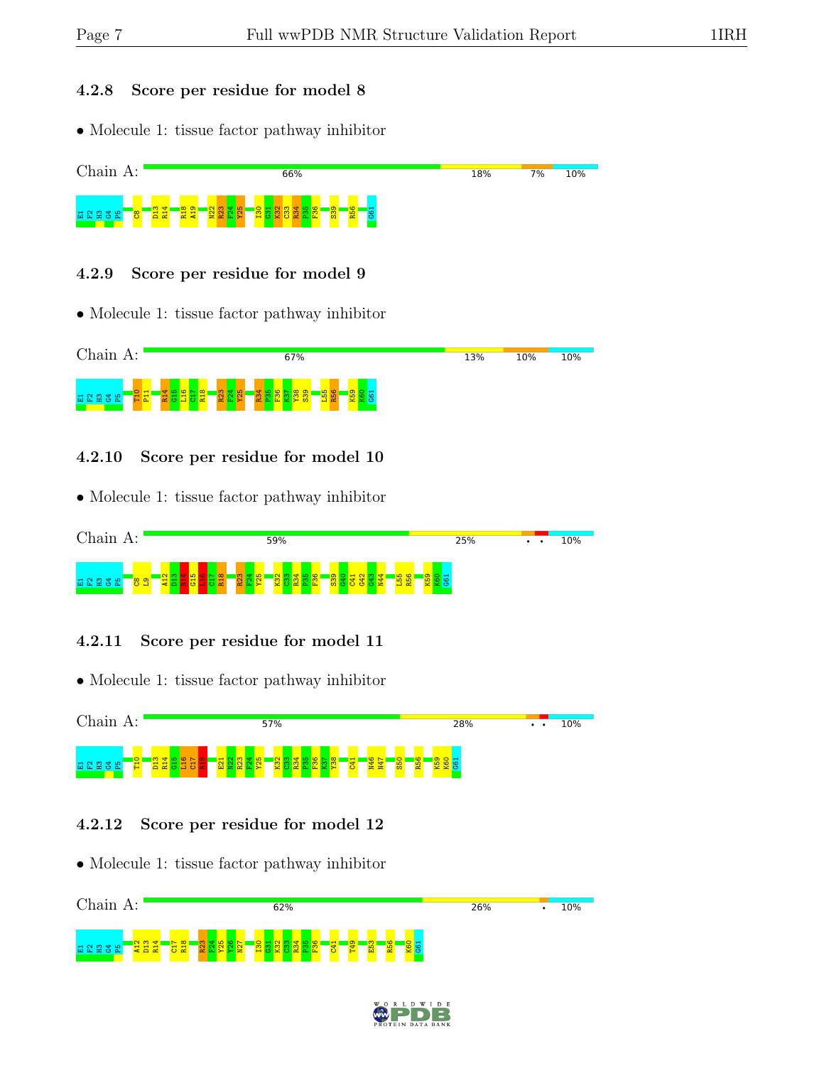### 4.2.8 Score per residue for model 8

- Molecule 1: tissue factor pathway inhibitor

Chain A: 66% | 18% | 7% | 10%

E1 F2 H3 G4 P5 C8 D13 R14 R18 A19 N22 R23 F24 Y25 I30 G31 K32 C33 R34 P35 F36 S39 R56 G61

### 4.2.9 Score per residue for model 9

- Molecule 1: tissue factor pathway inhibitor

Chain A: 67% | 13% | 10% | 10%

E1 F2 H3 G4 P5 T10 P11 R14 G15 L16 C17 R18 R23 F24 Y25 R34 P35 F36 K37 Y38 S39 L55 R56 K59 K60 G61

### 4.2.10 Score per residue for model 10

- Molecule 1: tissue factor pathway inhibitor

Chain A: 59% | 25% | • | • | 10%

E1 F2 H3 G4 P5 C8 L9 A12 D13 R14 G15 L16 C17 R18 R23 F24 Y25 K32 C33 R34 P35 F36 S39 G40 C41 G42 G43 N44 L55 R56 K59 K60 G61

### 4.2.11 Score per residue for model 11

- Molecule 1: tissue factor pathway inhibitor

Chain A: 57% | 28% | • | • | 10%

E1 F2 H3 G4 P5 T10 D13 R14 G15 L16 C17 R18 E21 N22 R23 F24 Y25 K32 C33 R34 P35 F36 K37 Y38 C41 N46 N47 S50 R56 K59 K60 G61

### 4.2.12 Score per residue for model 12

- Molecule 1: tissue factor pathway inhibitor

Chain A: 62% | 26% | • | 10%

E1 F2 H3 G4 P5 A12 D13 R14 C17 R18 R23 F24 Y25 Y26 N27 I30 G31 K32 C33 R34 P35 F36 C41 T49 E53 R56 K60 G61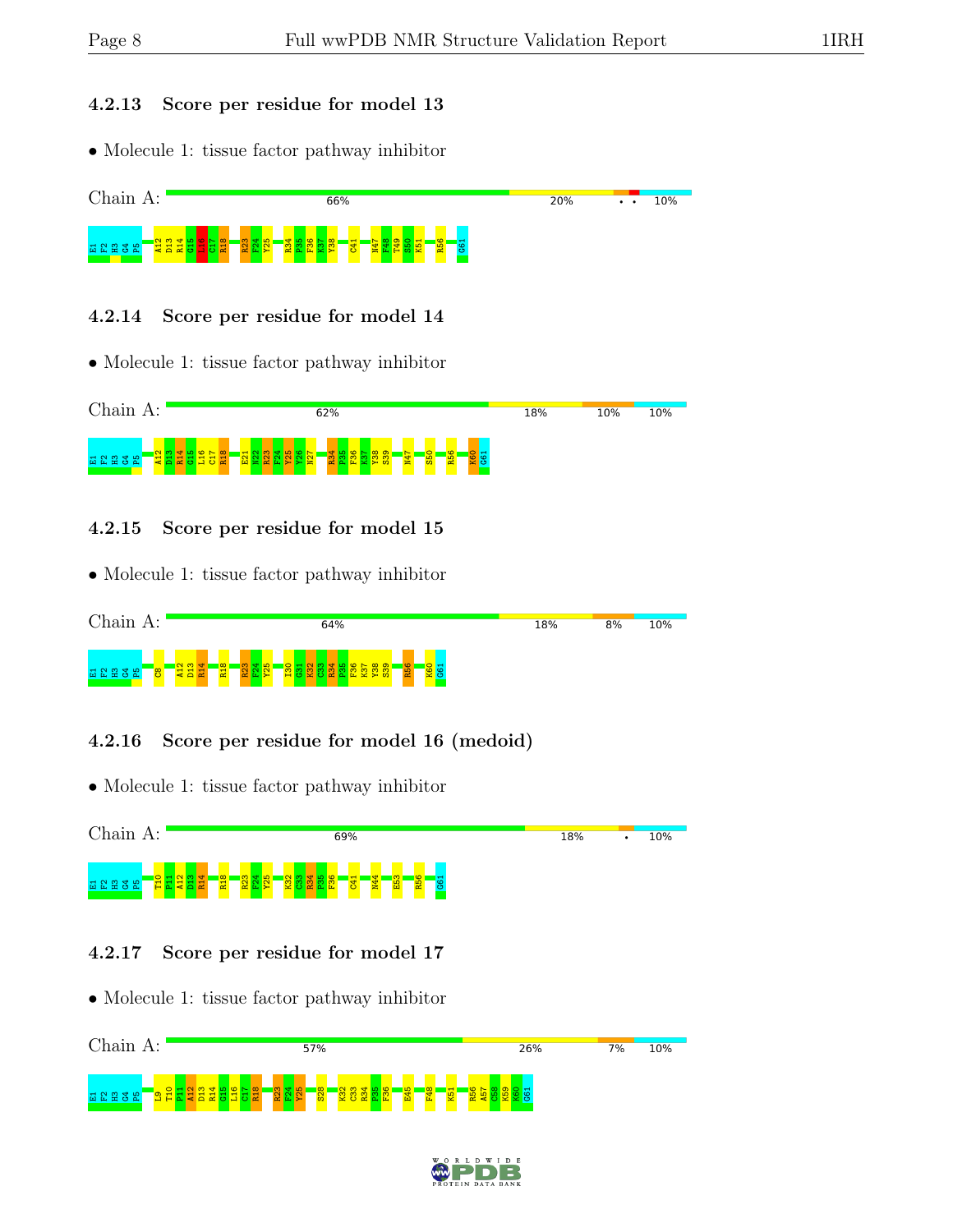### 4.2.13 Score per residue for model 13

- Molecule 1: tissue factor pathway inhibitor

Chain A: 66% | 20% | • • | 10%

E1 E2 H3 G4 P5 A12 D13 R14 G15 L16 C17 R18 R23 F24 Y25 R34 P35 F36 K37 Y38 C41 N47 F48 T49 S50 K51 R56 G61

### 4.2.14 Score per residue for model 14

- Molecule 1: tissue factor pathway inhibitor

Chain A: 62% | 18% | 10% | 10%

E1 E2 H3 G4 P5 A12 D13 R14 G15 L16 C17 R18 E21 N22 R23 F24 Y25 Y26 N27 R34 P35 F36 K37 Y38 S39 N47 S50 R56 K60 G61

### 4.2.15 Score per residue for model 15

- Molecule 1: tissue factor pathway inhibitor

Chain A: 64% | 18% | 8% | 10%

E1 E2 H3 G4 P5 C8 A12 D13 R14 R18 R23 F24 Y25 I30 G31 K32 C33 R34 P35 F36 K37 Y38 S39 R56 K60 G61

### 4.2.16 Score per residue for model 16 (medoid)

- Molecule 1: tissue factor pathway inhibitor

Chain A: 69% | 18% | • | 10%

E1 E2 H3 G4 P5 T10 P11 A12 D13 R14 R18 R23 F24 Y25 K32 C33 R34 P35 F36 C41 N44 E53 R56 G61

### 4.2.17 Score per residue for model 17

- Molecule 1: tissue factor pathway inhibitor

Chain A: 57% | 26% | 7% | 10%

E1 E2 H3 G4 P5 L9 T10 P11 A12 D13 R14 G15 L16 C17 R18 R23 F24 Y25 S28 K32 C33 R34 P35 F36 E45 F48 K51 R56 A57 C58 K59 K60 G61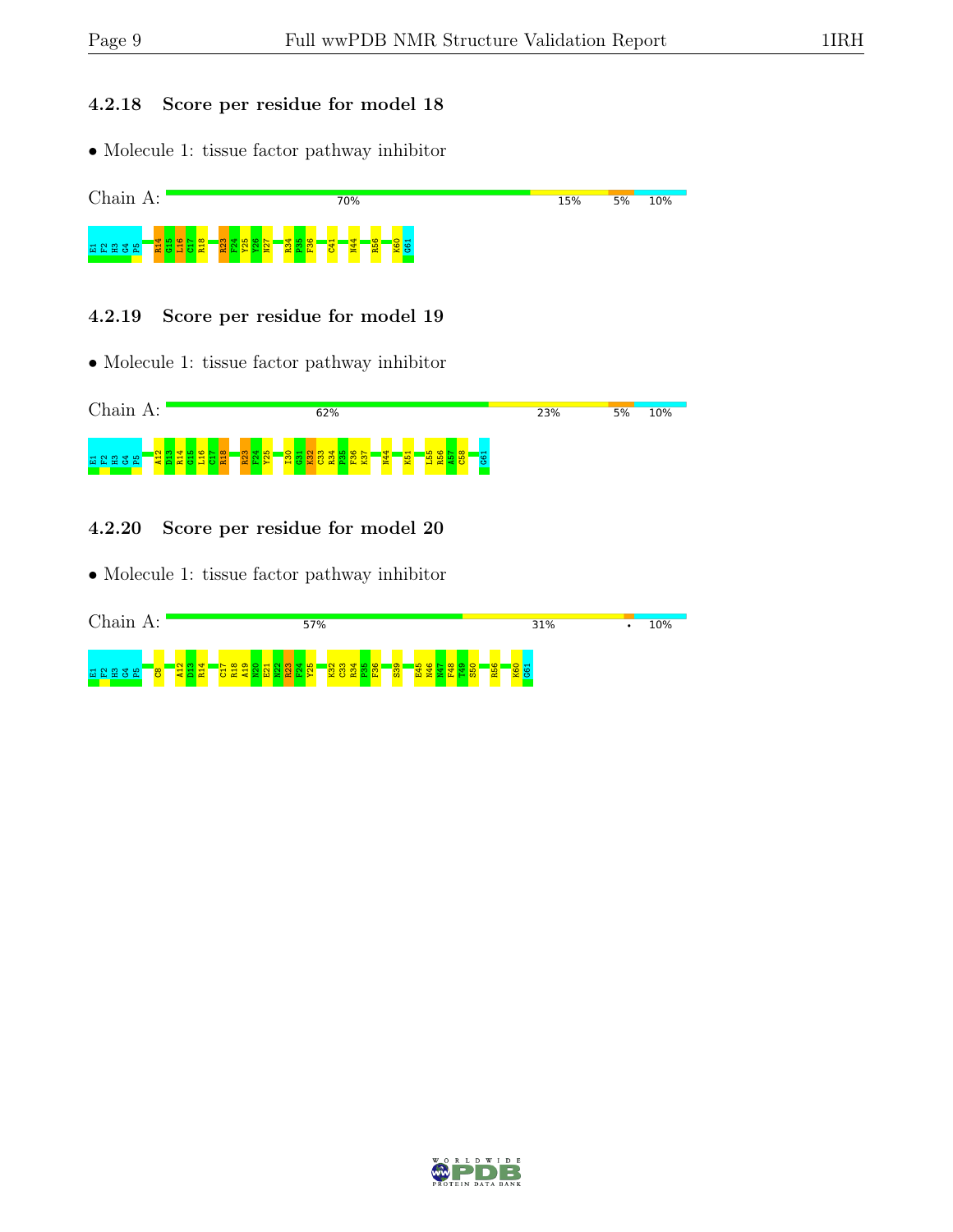### 4.2.18 Score per residue for model 18

- Molecule 1: tissue factor pathway inhibitor

Chain A: 70% 15% 5% 10%

E1 F2 H3 G4 P5 R14 G15 L16 C17 R18 R23 F24 Y25 Y26 N27 R34 P35 F36 C41 N44 R56 K60 G61

### 4.2.19 Score per residue for model 19

- Molecule 1: tissue factor pathway inhibitor

Chain A: 62% 23% 5% 10%

E1 F2 H3 G4 P5 A12 D13 R14 G15 L16 C17 R18 R23 F24 Y25 I30 G31 K32 C33 R34 P35 F36 K37 N44 K51 L55 R56 A57 C58 G61

### 4.2.20 Score per residue for model 20

- Molecule 1: tissue factor pathway inhibitor

Chain A: 57% 31% • 10%

E1 F2 H3 G4 P5 C8 A12 D13 R14 C17 R18 A19 N20 E21 N22 R23 F24 Y25 K32 C33 R34 P35 F36 S39 E45 N46 N47 F48 T49 S50 R56 K60 G61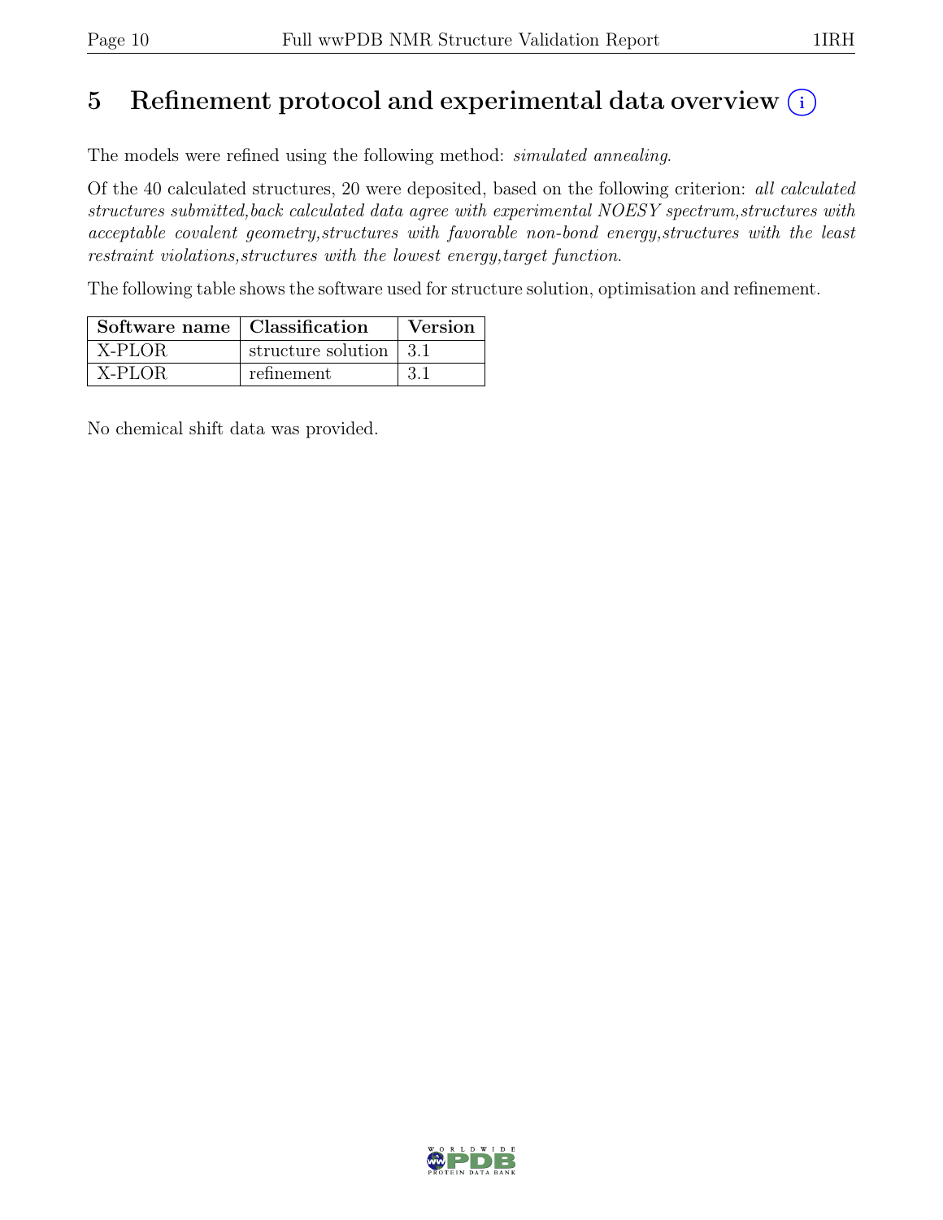# 5 Refinement protocol and experimental data overview (i)

The models were refined using the following method: *simulated annealing*.

Of the 40 calculated structures, 20 were deposited, based on the following criterion: *all calculated structures submitted,back calculated data agree with experimental NOESY spectrum,structures with acceptable covalent geometry,structures with favorable non-bond energy,structures with the least restraint violations,structures with the lowest energy,target function*.

The following table shows the software used for structure solution, optimisation and refinement.

| Software name | Classification | Version |
|---|---|---|
| X-PLOR | structure solution | 3.1 |
| X-PLOR | refinement | 3.1 |

No chemical shift data was provided.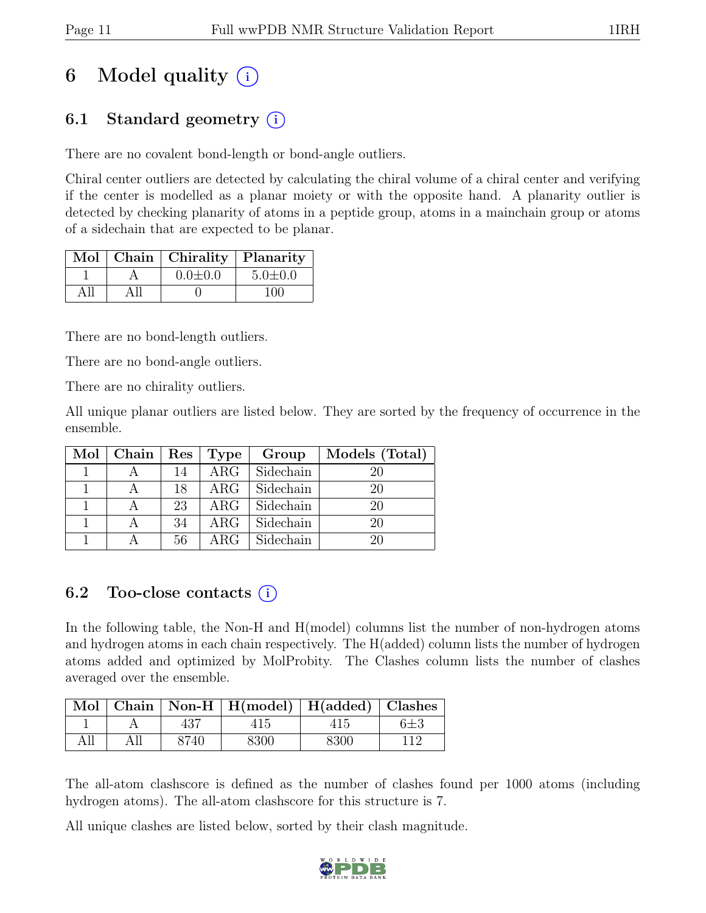# 6 Model quality (i)

## 6.1 Standard geometry (i)

There are no covalent bond-length or bond-angle outliers.

Chiral center outliers are detected by calculating the chiral volume of a chiral center and verifying if the center is modelled as a planar moiety or with the opposite hand. A planarity outlier is detected by checking planarity of atoms in a peptide group, atoms in a mainchain group or atoms of a sidechain that are expected to be planar.

| Mol | Chain | Chirality | Planarity |
|---|---|---|---|
| 1 | A | 0.0±0.0 | 5.0±0.0 |
| All | All | 0 | 100 |

There are no bond-length outliers.

There are no bond-angle outliers.

There are no chirality outliers.

All unique planar outliers are listed below. They are sorted by the frequency of occurrence in the ensemble.

| Mol | Chain | Res | Type | Group | Models (Total) |
|---|---|---|---|---|---|
| 1 | A | 14 | ARG | Sidechain | 20 |
| 1 | A | 18 | ARG | Sidechain | 20 |
| 1 | A | 23 | ARG | Sidechain | 20 |
| 1 | A | 34 | ARG | Sidechain | 20 |
| 1 | A | 56 | ARG | Sidechain | 20 |

## 6.2 Too-close contacts (i)

In the following table, the Non-H and H(model) columns list the number of non-hydrogen atoms and hydrogen atoms in each chain respectively. The H(added) column lists the number of hydrogen atoms added and optimized by MolProbity. The Clashes column lists the number of clashes averaged over the ensemble.

| Mol | Chain | Non-H | H(model) | H(added) | Clashes |
|---|---|---|---|---|---|
| 1 | A | 437 | 415 | 415 | 6±3 |
| All | All | 8740 | 8300 | 8300 | 112 |

The all-atom clashscore is defined as the number of clashes found per 1000 atoms (including hydrogen atoms). The all-atom clashscore for this structure is 7.

All unique clashes are listed below, sorted by their clash magnitude.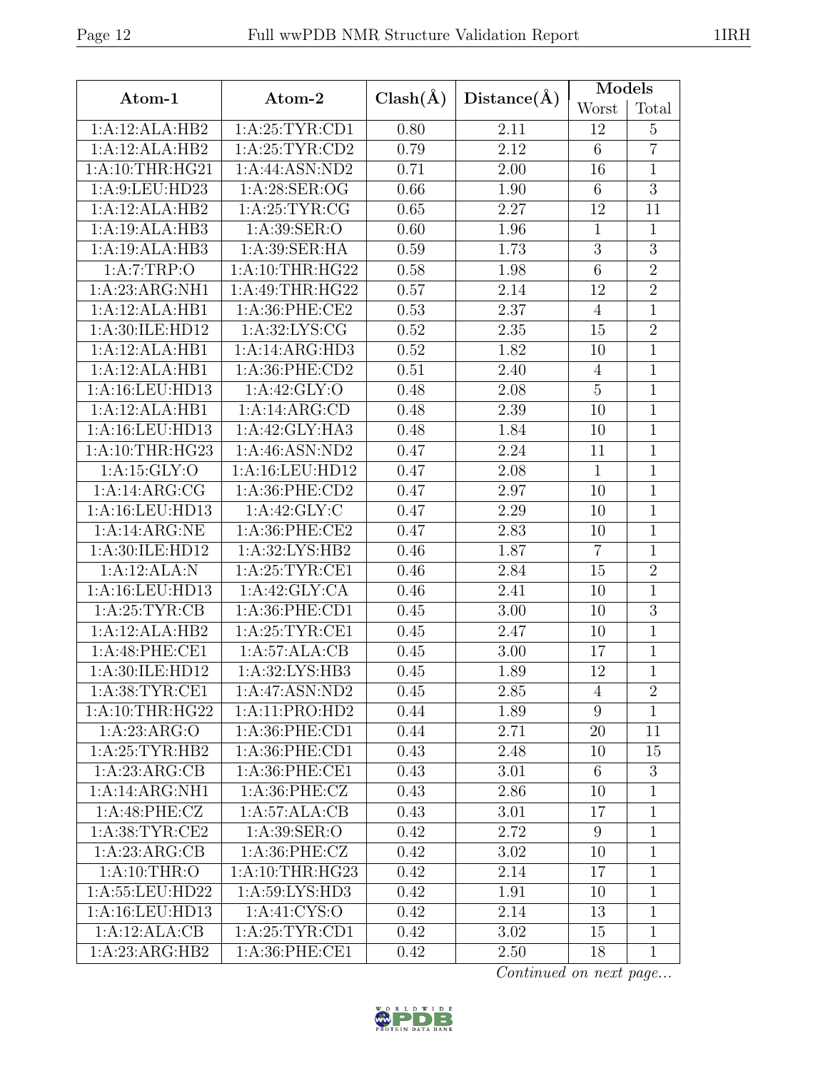| Atom-1 | Atom-2 | Clash(Å) | Distance(Å) | Models | |
|---|---|---|---|---|---|
| | | | | Worst | Total |
| 1:A:12:ALA:HB2 | 1:A:25:TYR:CD1 | 0.80 | 2.11 | 12 | 5 |
| 1:A:12:ALA:HB2 | 1:A:25:TYR:CD2 | 0.79 | 2.12 | 6 | 7 |
| 1:A:10:THR:HG21 | 1:A:44:ASN:ND2 | 0.71 | 2.00 | 16 | 1 |
| 1:A:9:LEU:HD23 | 1:A:28:SER:OG | 0.66 | 1.90 | 6 | 3 |
| 1:A:12:ALA:HB2 | 1:A:25:TYR:CG | 0.65 | 2.27 | 12 | 11 |
| 1:A:19:ALA:HB3 | 1:A:39:SER:O | 0.60 | 1.96 | 1 | 1 |
| 1:A:19:ALA:HB3 | 1:A:39:SER:HA | 0.59 | 1.73 | 3 | 3 |
| 1:A:7:TRP:O | 1:A:10:THR:HG22 | 0.58 | 1.98 | 6 | 2 |
| 1:A:23:ARG:NH1 | 1:A:49:THR:HG22 | 0.57 | 2.14 | 12 | 2 |
| 1:A:12:ALA:HB1 | 1:A:36:PHE:CE2 | 0.53 | 2.37 | 4 | 1 |
| 1:A:30:ILE:HD12 | 1:A:32:LYS:CG | 0.52 | 2.35 | 15 | 2 |
| 1:A:12:ALA:HB1 | 1:A:14:ARG:HD3 | 0.52 | 1.82 | 10 | 1 |
| 1:A:12:ALA:HB1 | 1:A:36:PHE:CD2 | 0.51 | 2.40 | 4 | 1 |
| 1:A:16:LEU:HD13 | 1:A:42:GLY:O | 0.48 | 2.08 | 5 | 1 |
| 1:A:12:ALA:HB1 | 1:A:14:ARG:CD | 0.48 | 2.39 | 10 | 1 |
| 1:A:16:LEU:HD13 | 1:A:42:GLY:HA3 | 0.48 | 1.84 | 10 | 1 |
| 1:A:10:THR:HG23 | 1:A:46:ASN:ND2 | 0.47 | 2.24 | 11 | 1 |
| 1:A:15:GLY:O | 1:A:16:LEU:HD12 | 0.47 | 2.08 | 1 | 1 |
| 1:A:14:ARG:CG | 1:A:36:PHE:CD2 | 0.47 | 2.97 | 10 | 1 |
| 1:A:16:LEU:HD13 | 1:A:42:GLY:C | 0.47 | 2.29 | 10 | 1 |
| 1:A:14:ARG:NE | 1:A:36:PHE:CE2 | 0.47 | 2.83 | 10 | 1 |
| 1:A:30:ILE:HD12 | 1:A:32:LYS:HB2 | 0.46 | 1.87 | 7 | 1 |
| 1:A:12:ALA:N | 1:A:25:TYR:CE1 | 0.46 | 2.84 | 15 | 2 |
| 1:A:16:LEU:HD13 | 1:A:42:GLY:CA | 0.46 | 2.41 | 10 | 1 |
| 1:A:25:TYR:CB | 1:A:36:PHE:CD1 | 0.45 | 3.00 | 10 | 3 |
| 1:A:12:ALA:HB2 | 1:A:25:TYR:CE1 | 0.45 | 2.47 | 10 | 1 |
| 1:A:48:PHE:CE1 | 1:A:57:ALA:CB | 0.45 | 3.00 | 17 | 1 |
| 1:A:30:ILE:HD12 | 1:A:32:LYS:HB3 | 0.45 | 1.89 | 12 | 1 |
| 1:A:38:TYR:CE1 | 1:A:47:ASN:ND2 | 0.45 | 2.85 | 4 | 2 |
| 1:A:10:THR:HG22 | 1:A:11:PRO:HD2 | 0.44 | 1.89 | 9 | 1 |
| 1:A:23:ARG:O | 1:A:36:PHE:CD1 | 0.44 | 2.71 | 20 | 11 |
| 1:A:25:TYR:HB2 | 1:A:36:PHE:CD1 | 0.43 | 2.48 | 10 | 15 |
| 1:A:23:ARG:CB | 1:A:36:PHE:CE1 | 0.43 | 3.01 | 6 | 3 |
| 1:A:14:ARG:NH1 | 1:A:36:PHE:CZ | 0.43 | 2.86 | 10 | 1 |
| 1:A:48:PHE:CZ | 1:A:57:ALA:CB | 0.43 | 3.01 | 17 | 1 |
| 1:A:38:TYR:CE2 | 1:A:39:SER:O | 0.42 | 2.72 | 9 | 1 |
| 1:A:23:ARG:CB | 1:A:36:PHE:CZ | 0.42 | 3.02 | 10 | 1 |
| 1:A:10:THR:O | 1:A:10:THR:HG23 | 0.42 | 2.14 | 17 | 1 |
| 1:A:55:LEU:HD22 | 1:A:59:LYS:HD3 | 0.42 | 1.91 | 10 | 1 |
| 1:A:16:LEU:HD13 | 1:A:41:CYS:O | 0.42 | 2.14 | 13 | 1 |
| 1:A:12:ALA:CB | 1:A:25:TYR:CD1 | 0.42 | 3.02 | 15 | 1 |
| 1:A:23:ARG:HB2 | 1:A:36:PHE:CE1 | 0.42 | 2.50 | 18 | 1 |

*Continued on next page...*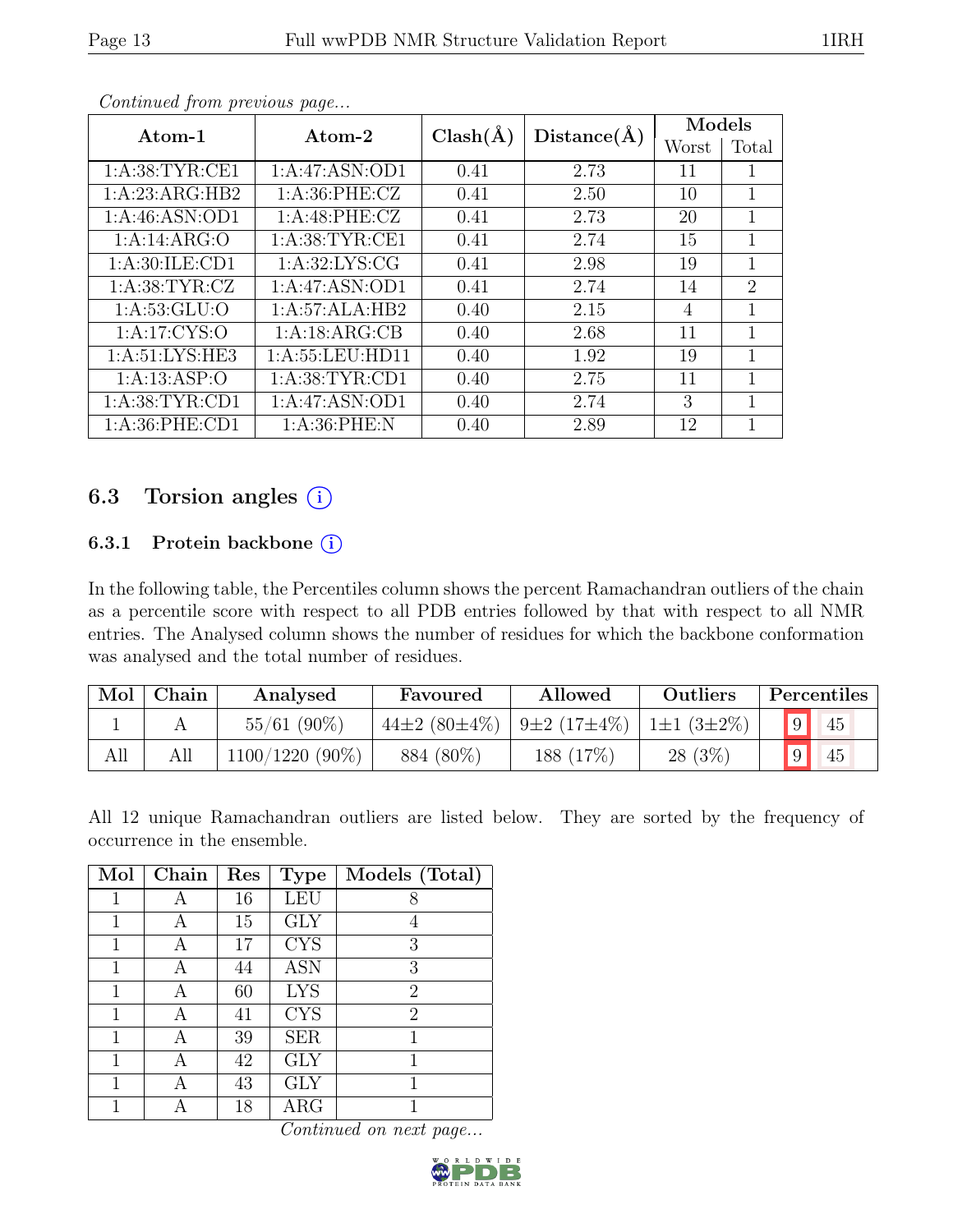*Continued from previous page...*

| Atom-1 | Atom-2 | Clash(Å) | Distance(Å) | Models | |
|---|---|---|---|---|---|
| | | | | Worst | Total |
| 1:A:38:TYR:CE1 | 1:A:47:ASN:OD1 | 0.41 | 2.73 | 11 | 1 |
| 1:A:23:ARG:HB2 | 1:A:36:PHE:CZ | 0.41 | 2.50 | 10 | 1 |
| 1:A:46:ASN:OD1 | 1:A:48:PHE:CZ | 0.41 | 2.73 | 20 | 1 |
| 1:A:14:ARG:O | 1:A:38:TYR:CE1 | 0.41 | 2.74 | 15 | 1 |
| 1:A:30:ILE:CD1 | 1:A:32:LYS:CG | 0.41 | 2.98 | 19 | 1 |
| 1:A:38:TYR:CZ | 1:A:47:ASN:OD1 | 0.41 | 2.74 | 14 | 2 |
| 1:A:53:GLU:O | 1:A:57:ALA:HB2 | 0.40 | 2.15 | 4 | 1 |
| 1:A:17:CYS:O | 1:A:18:ARG:CB | 0.40 | 2.68 | 11 | 1 |
| 1:A:51:LYS:HE3 | 1:A:55:LEU:HD11 | 0.40 | 1.92 | 19 | 1 |
| 1:A:13:ASP:O | 1:A:38:TYR:CD1 | 0.40 | 2.75 | 11 | 1 |
| 1:A:38:TYR:CD1 | 1:A:47:ASN:OD1 | 0.40 | 2.74 | 3 | 1 |
| 1:A:36:PHE:CD1 | 1:A:36:PHE:N | 0.40 | 2.89 | 12 | 1 |

## 6.3 Torsion angles (i)

### 6.3.1 Protein backbone (i)

In the following table, the Percentiles column shows the percent Ramachandran outliers of the chain as a percentile score with respect to all PDB entries followed by that with respect to all NMR entries. The Analysed column shows the number of residues for which the backbone conformation was analysed and the total number of residues.

| Mol | Chain | Analysed | Favoured | Allowed | Outliers | Percentiles | |
|---|---|---|---|---|---|---|---|
| 1 | A | 55/61 (90%) | 44±2 (80±4%) | 9±2 (17±4%) | 1±1 (3±2%) | 9 | 45 |
| All | All | 1100/1220 (90%) | 884 (80%) | 188 (17%) | 28 (3%) | 9 | 45 |

All 12 unique Ramachandran outliers are listed below. They are sorted by the frequency of occurrence in the ensemble.

| Mol | Chain | Res | Type | Models (Total) |
|---|---|---|---|---|
| 1 | A | 16 | LEU | 8 |
| 1 | A | 15 | GLY | 4 |
| 1 | A | 17 | CYS | 3 |
| 1 | A | 44 | ASN | 3 |
| 1 | A | 60 | LYS | 2 |
| 1 | A | 41 | CYS | 2 |
| 1 | A | 39 | SER | 1 |
| 1 | A | 42 | GLY | 1 |
| 1 | A | 43 | GLY | 1 |
| 1 | A | 18 | ARG | 1 |

*Continued on next page...*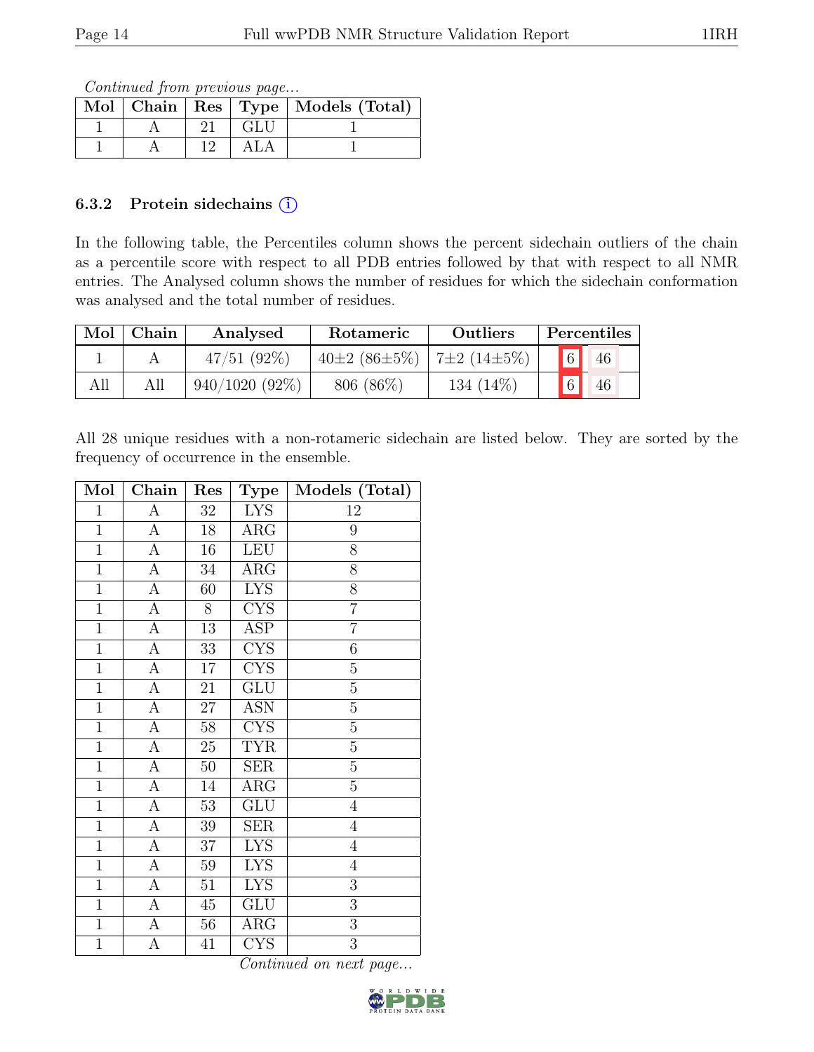*Continued from previous page...*

| Mol | Chain | Res | Type | Models (Total) |
|---|---|---|---|---|
| 1 | A | 21 | GLU | 1 |
| 1 | A | 12 | ALA | 1 |

### 6.3.2 Protein sidechains (i)

In the following table, the Percentiles column shows the percent sidechain outliers of the chain as a percentile score with respect to all PDB entries followed by that with respect to all NMR entries. The Analysed column shows the number of residues for which the sidechain conformation was analysed and the total number of residues.

| Mol | Chain | Analysed | Rotameric | Outliers | Percentiles | |
|---|---|---|---|---|---|---|
| 1 | A | 47/51 (92%) | 40±2 (86±5%) | 7±2 (14±5%) | 6 | 46 |
| All | All | 940/1020 (92%) | 806 (86%) | 134 (14%) | 6 | 46 |

All 28 unique residues with a non-rotameric sidechain are listed below. They are sorted by the frequency of occurrence in the ensemble.

| Mol | Chain | Res | Type | Models (Total) |
|---|---|---|---|---|
| 1 | A | 32 | LYS | 12 |
| 1 | A | 18 | ARG | 9 |
| 1 | A | 16 | LEU | 8 |
| 1 | A | 34 | ARG | 8 |
| 1 | A | 60 | LYS | 8 |
| 1 | A | 8 | CYS | 7 |
| 1 | A | 13 | ASP | 7 |
| 1 | A | 33 | CYS | 6 |
| 1 | A | 17 | CYS | 5 |
| 1 | A | 21 | GLU | 5 |
| 1 | A | 27 | ASN | 5 |
| 1 | A | 58 | CYS | 5 |
| 1 | A | 25 | TYR | 5 |
| 1 | A | 50 | SER | 5 |
| 1 | A | 14 | ARG | 5 |
| 1 | A | 53 | GLU | 4 |
| 1 | A | 39 | SER | 4 |
| 1 | A | 37 | LYS | 4 |
| 1 | A | 59 | LYS | 4 |
| 1 | A | 51 | LYS | 3 |
| 1 | A | 45 | GLU | 3 |
| 1 | A | 56 | ARG | 3 |
| 1 | A | 41 | CYS | 3 |

*Continued on next page...*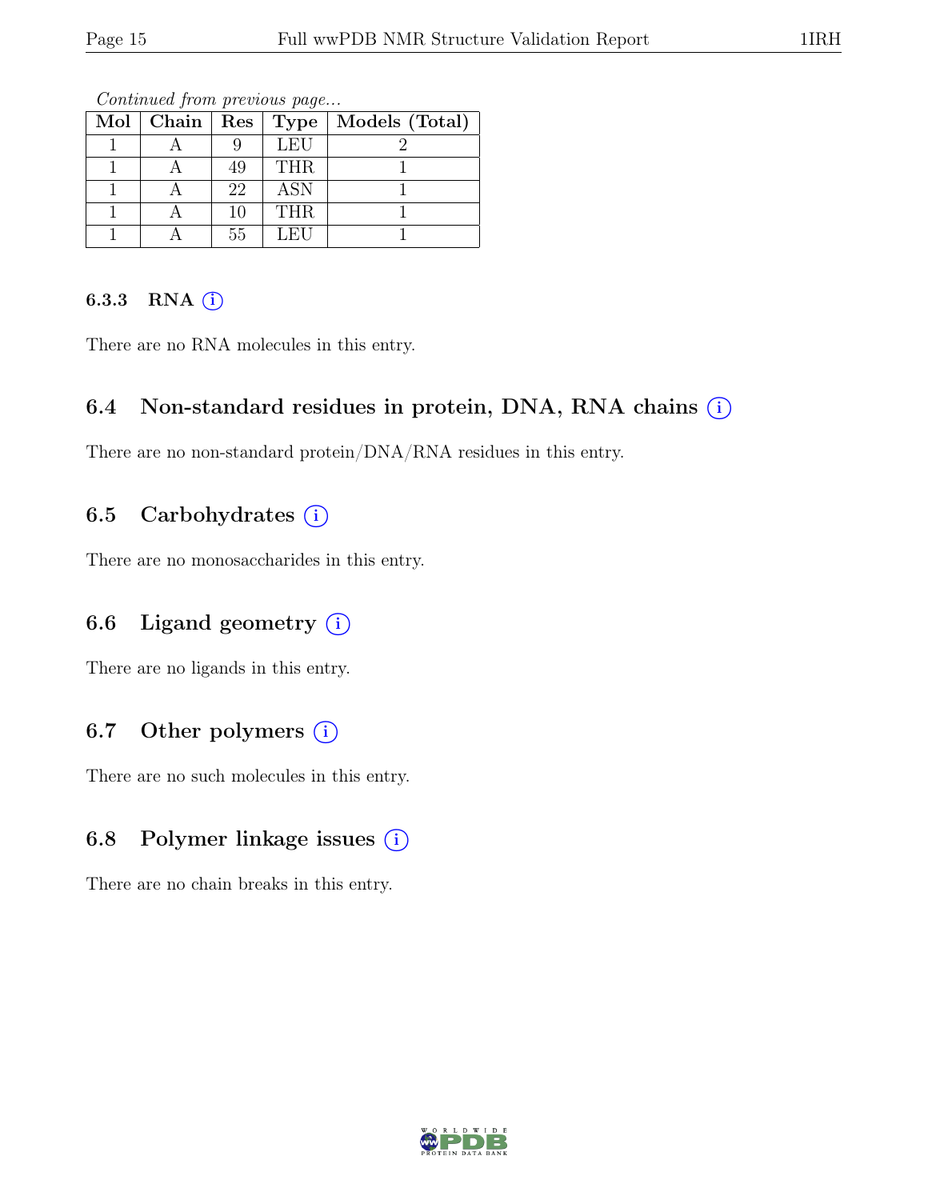*Continued from previous page...*

| Mol | Chain | Res | Type | Models (Total) |
|---|---|---|---|---|
| 1 | A | 9 | LEU | 2 |
| 1 | A | 49 | THR | 1 |
| 1 | A | 22 | ASN | 1 |
| 1 | A | 10 | THR | 1 |
| 1 | A | 55 | LEU | 1 |

#### 6.3.3 RNA (i)

There are no RNA molecules in this entry.

### 6.4 Non-standard residues in protein, DNA, RNA chains (i)

There are no non-standard protein/DNA/RNA residues in this entry.

### 6.5 Carbohydrates (i)

There are no monosaccharides in this entry.

### 6.6 Ligand geometry (i)

There are no ligands in this entry.

### 6.7 Other polymers (i)

There are no such molecules in this entry.

### 6.8 Polymer linkage issues (i)

There are no chain breaks in this entry.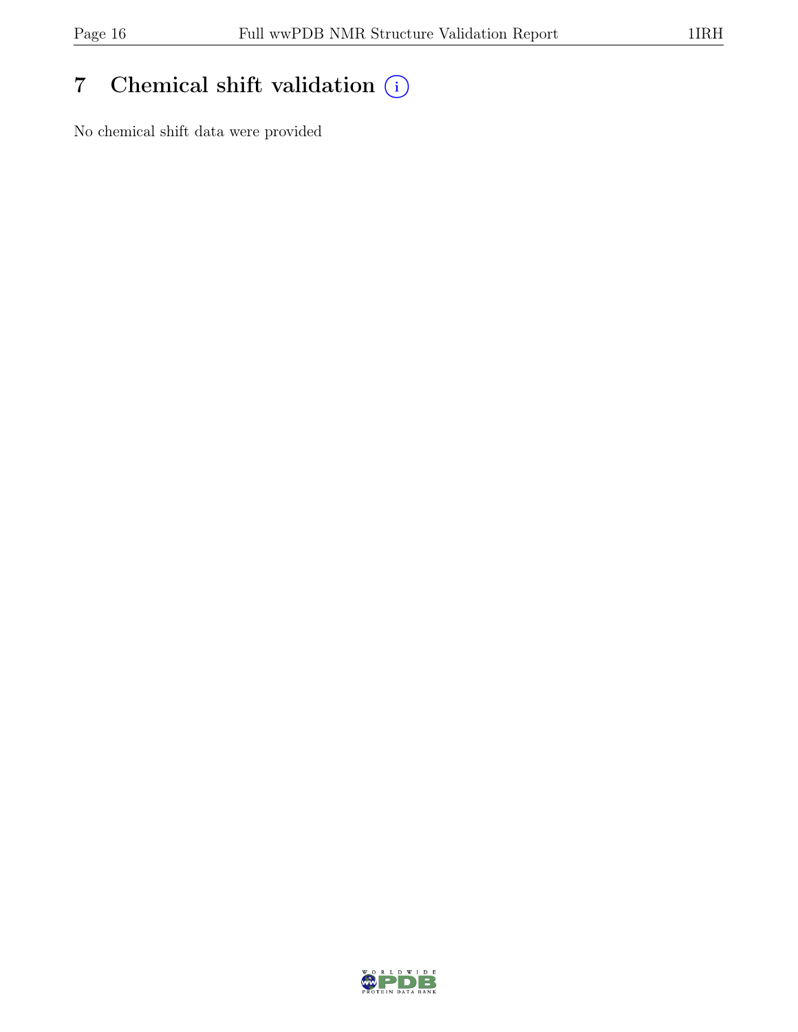# 7 Chemical shift validation

No chemical shift data were provided